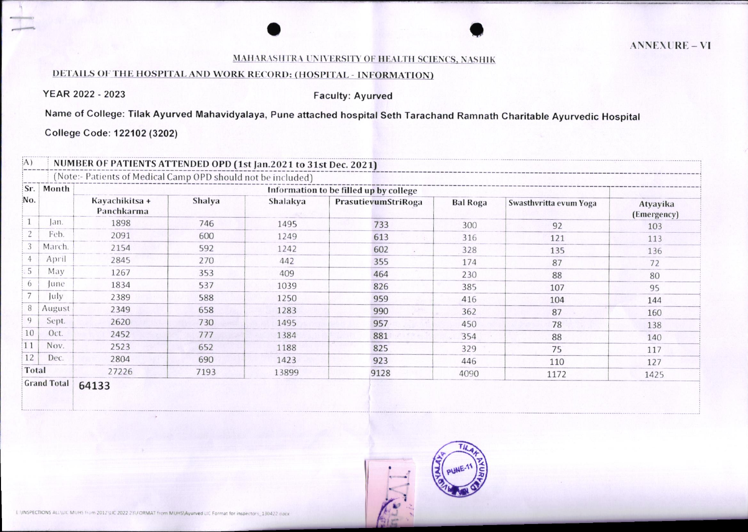ANNEXURE – VI

MAHARASHTRA UNIVERSITY OF HEALTH SCIENCS, NASHIK

DETAILS OF THE HOSPITAL AND WORK RECORD: (HOSPITAL - INFORMATION)

**YEAR 2022 - 2023** **Faculty: Ayurved**

**Name of College: Tilak Ayurved Mahavidyalaya, Pune attached hospital Seth Tarachand Ramnath Charitable Ayurvedic Hospital**

**College Code: 122102 (3202)**

| A) | NUMBER OF PATIENTS ATTENDED OPD (1st Jan.2021 to 31st Dec. 2021) | | | | | | | |
|---|---|---|---|---|---|---|---|---|
| | (Note:- Patients of Medical Camp OPD should not be included) | | | | | | | |
| Sr. No. | Month | Information to be filled up by college | | | | | | |
| | | Kayachikitsa + Panchkarma | Shalya | Shalakya | PrasutievumStriRoga | Bal Roga | Swasthvritta evum Yoga | Atyayika (Emergency) |
| 1 | Jan. | 1898 | 746 | 1495 | 733 | 300 | 92 | 103 |
| 2 | Feb. | 2091 | 600 | 1249 | 613 | 316 | 121 | 113 |
| 3 | March. | 2154 | 592 | 1242 | 602 | 328 | 135 | 136 |
| 4 | April | 2845 | 270 | 442 | 355 | 174 | 87 | 72 |
| 5 | May | 1267 | 353 | 409 | 464 | 230 | 88 | 80 |
| 6 | June | 1834 | 537 | 1039 | 826 | 385 | 107 | 95 |
| 7 | July | 2389 | 588 | 1250 | 959 | 416 | 104 | 144 |
| 8 | August | 2349 | 658 | 1283 | 990 | 362 | 87 | 160 |
| 9 | Sept. | 2620 | 730 | 1495 | 957 | 450 | 78 | 138 |
| 10 | Oct. | 2452 | 777 | 1384 | 881 | 354 | 88 | 140 |
| 11 | Nov. | 2523 | 652 | 1188 | 825 | 329 | 75 | 117 |
| 12 | Dec. | 2804 | 690 | 1423 | 923 | 446 | 110 | 127 |
| Total | | 27226 | 7193 | 13899 | 9128 | 4090 | 1172 | 1425 |
| Grand Total | | **64133** | | | | | | |

E:\INSPECTIONS ALL\LIC MUHS from 2012\LIC 2022 23\FORMAT from MUHS\Ayurved LIC Format for inspectors_130422.docx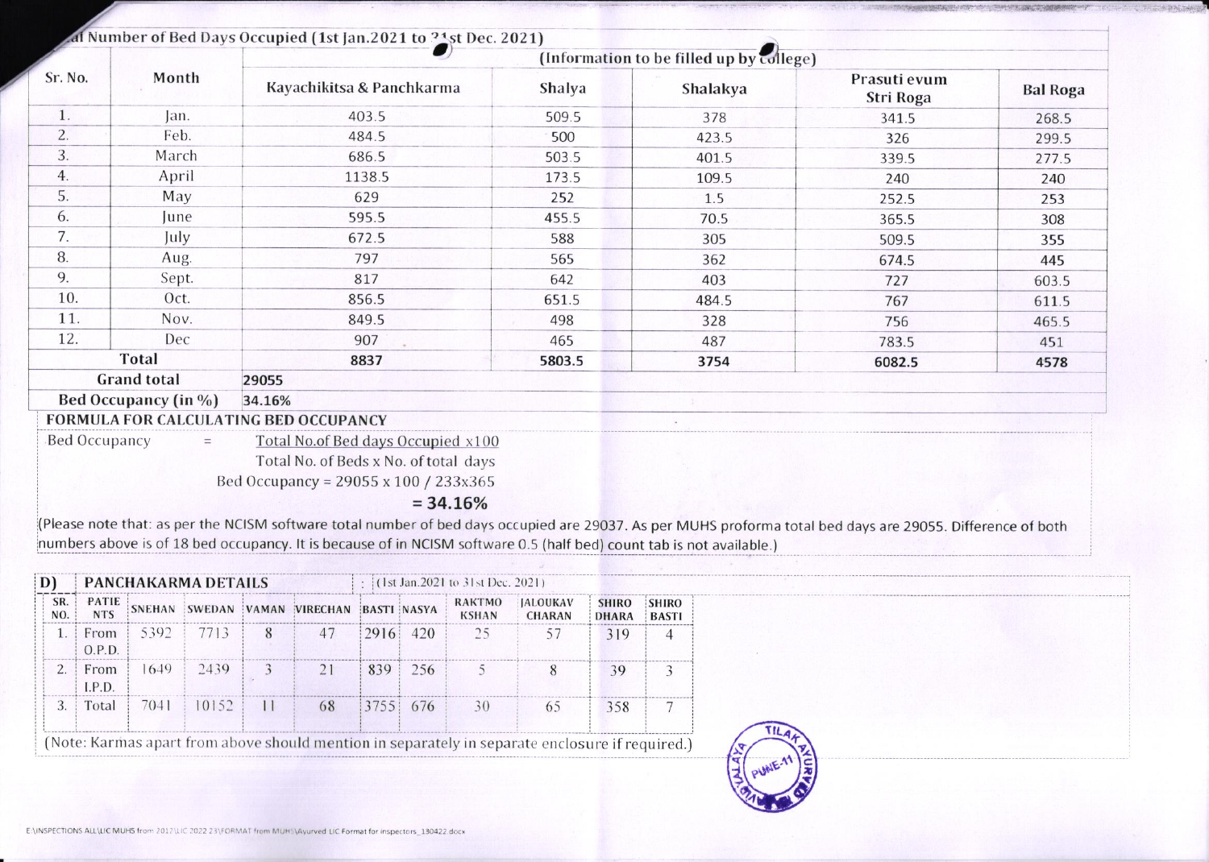## ...al Number of Bed Days Occupied (1st Jan.2021 to 31st Dec. 2021)

| Sr. No. | Month | (Information to be filled up by college) | | | | |
|---|---|---|---|---|---|---|
| | | Kayachikitsa & Panchkarma | Shalya | Shalakya | Prasuti evum Stri Roga | Bal Roga |
| 1. | Jan. | 403.5 | 509.5 | 378 | 341.5 | 268.5 |
| 2. | Feb. | 484.5 | 500 | 423.5 | 326 | 299.5 |
| 3. | March | 686.5 | 503.5 | 401.5 | 339.5 | 277.5 |
| 4. | April | 1138.5 | 173.5 | 109.5 | 240 | 240 |
| 5. | May | 629 | 252 | 1.5 | 252.5 | 253 |
| 6. | June | 595.5 | 455.5 | 70.5 | 365.5 | 308 |
| 7. | July | 672.5 | 588 | 305 | 509.5 | 355 |
| 8. | Aug. | 797 | 565 | 362 | 674.5 | 445 |
| 9. | Sept. | 817 | 642 | 403 | 727 | 603.5 |
| 10. | Oct. | 856.5 | 651.5 | 484.5 | 767 | 611.5 |
| 11. | Nov. | 849.5 | 498 | 328 | 756 | 465.5 |
| 12. | Dec | 907 | 465 | 487 | 783.5 | 451 |
| **Total** | | **8837** | **5803.5** | **3754** | **6082.5** | **4578** |
| **Grand total** | | **29055** | | | | |
| **Bed Occupancy (in %)** | | **34.16%** | | | | |

**FORMULA FOR CALCULATING BED OCCUPANCY**

Bed Occupancy = $\frac{\text{Total No.of Bed days Occupied} \times 100}{\text{Total No. of Beds} \times \text{No. of total days}}$

Bed Occupancy = 29055 x 100 / 233x365

**= 34.16%**

(Please note that: as per the NCISM software total number of bed days occupied are 29037. As per MUHS proforma total bed days are 29055. Difference of both numbers above is of 18 bed occupancy. It is because of in NCISM software 0.5 (half bed) count tab is not available.)

## D) PANCHAKARMA DETAILS : (1st Jan.2021 to 31st Dec. 2021)

| SR. NO. | PATIENTS | SNEHAN | SWEDAN | VAMAN | VIRECHAN | BASTI | NASYA | RAKTMOKSHAN | JALOUKAVCHARAN | SHIRO DHARA | SHIRO BASTI |
|---|---|---|---|---|---|---|---|---|---|---|---|
| 1. | From O.P.D. | 5392 | 7713 | 8 | 47 | 2916 | 420 | 25 | 57 | 319 | 4 |
| 2. | From I.P.D. | 1649 | 2439 | 3 | 21 | 839 | 256 | 5 | 8 | 39 | 3 |
| 3. | Total | 7041 | 10152 | 11 | 68 | 3755 | 676 | 30 | 65 | 358 | 7 |

(Note: Karmas apart from above should mention in separately in separate enclosure if required.)

TILAK AYURVED MAHAVIDYALAYA PUNE-11

E:\INSPECTIONS ALL\LIC MUHS from 2017\LIC 2022 23\FORMAT from MUHS\Ayurved LIC Format for inspectors_130422.docx